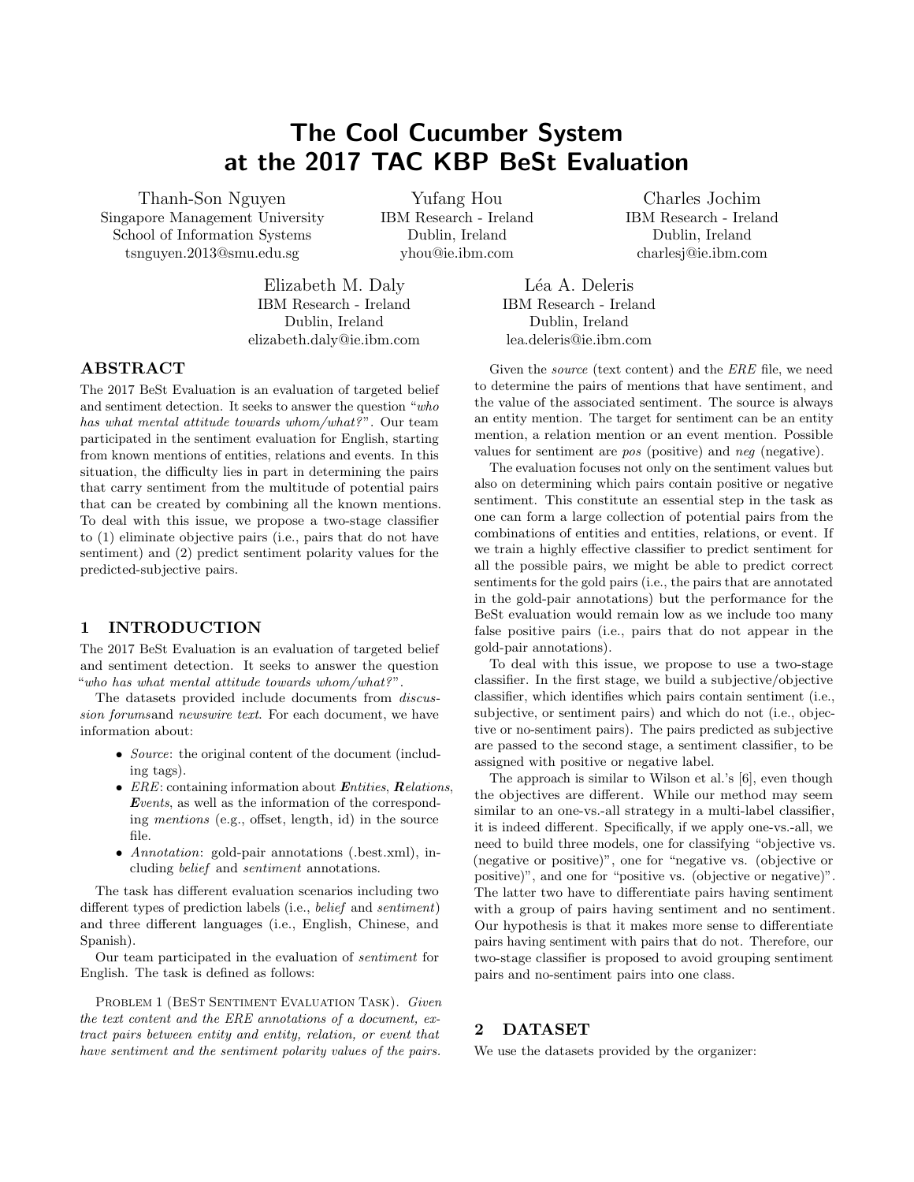# The Cool Cucumber System at the 2017 TAC KBP BeSt Evaluation

Thanh-Son Nguyen
Singapore Management University
School of Information Systems
tsnguyen.2013@smu.edu.sg

Yufang Hou
IBM Research - Ireland
Dublin, Ireland
yhou@ie.ibm.com

Charles Jochim
IBM Research - Ireland
Dublin, Ireland
charlesj@ie.ibm.com

Elizabeth M. Daly
IBM Research - Ireland
Dublin, Ireland
elizabeth.daly@ie.ibm.com

Léa A. Deleris
IBM Research - Ireland
Dublin, Ireland
lea.deleris@ie.ibm.com

## ABSTRACT

The 2017 BeSt Evaluation is an evaluation of targeted belief and sentiment detection. It seeks to answer the question "*who has what mental attitude towards whom/what?*". Our team participated in the sentiment evaluation for English, starting from known mentions of entities, relations and events. In this situation, the difficulty lies in part in determining the pairs that carry sentiment from the multitude of potential pairs that can be created by combining all the known mentions. To deal with this issue, we propose a two-stage classifier to (1) eliminate objective pairs (i.e., pairs that do not have sentiment) and (2) predict sentiment polarity values for the predicted-subjective pairs.

## 1 INTRODUCTION

The 2017 BeSt Evaluation is an evaluation of targeted belief and sentiment detection. It seeks to answer the question "*who has what mental attitude towards whom/what?*".

The datasets provided include documents from *discussion forums*and *newswire text*. For each document, we have information about:

- *Source*: the original content of the document (including tags).
- *ERE*: containing information about ***E****ntities*, ***R****elations*, ***E****vents*, as well as the information of the corresponding *mentions* (e.g., offset, length, id) in the source file.
- *Annotation*: gold-pair annotations (.best.xml), including *belief* and *sentiment* annotations.

The task has different evaluation scenarios including two different types of prediction labels (i.e., *belief* and *sentiment*) and three different languages (i.e., English, Chinese, and Spanish).

Our team participated in the evaluation of *sentiment* for English. The task is defined as follows:

Problem 1 (BeSt Sentiment Evaluation Task). *Given the text content and the ERE annotations of a document, extract pairs between entity and entity, relation, or event that have sentiment and the sentiment polarity values of the pairs.*

Given the *source* (text content) and the *ERE* file, we need to determine the pairs of mentions that have sentiment, and the value of the associated sentiment. The source is always an entity mention. The target for sentiment can be an entity mention, a relation mention or an event mention. Possible values for sentiment are *pos* (positive) and *neg* (negative).

The evaluation focuses not only on the sentiment values but also on determining which pairs contain positive or negative sentiment. This constitute an essential step in the task as one can form a large collection of potential pairs from the combinations of entities and entities, relations, or event. If we train a highly effective classifier to predict sentiment for all the possible pairs, we might be able to predict correct sentiments for the gold pairs (i.e., the pairs that are annotated in the gold-pair annotations) but the performance for the BeSt evaluation would remain low as we include too many false positive pairs (i.e., pairs that do not appear in the gold-pair annotations).

To deal with this issue, we propose to use a two-stage classifier. In the first stage, we build a subjective/objective classifier, which identifies which pairs contain sentiment (i.e., subjective, or sentiment pairs) and which do not (i.e., objective or no-sentiment pairs). The pairs predicted as subjective are passed to the second stage, a sentiment classifier, to be assigned with positive or negative label.

The approach is similar to Wilson et al.'s [6], even though the objectives are different. While our method may seem similar to an one-vs.-all strategy in a multi-label classifier, it is indeed different. Specifically, if we apply one-vs.-all, we need to build three models, one for classifying "objective vs. (negative or positive)", one for "negative vs. (objective or positive)", and one for "positive vs. (objective or negative)". The latter two have to differentiate pairs having sentiment with a group of pairs having sentiment and no sentiment. Our hypothesis is that it makes more sense to differentiate pairs having sentiment with pairs that do not. Therefore, our two-stage classifier is proposed to avoid grouping sentiment pairs and no-sentiment pairs into one class.

## 2 DATASET

We use the datasets provided by the organizer: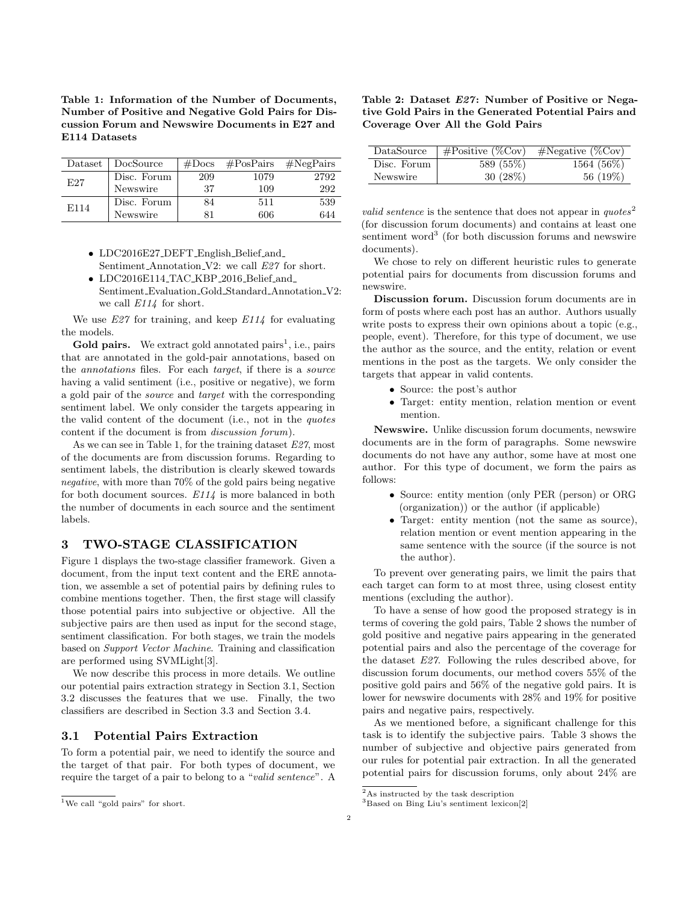**Table 1: Information of the Number of Documents, Number of Positive and Negative Gold Pairs for Discussion Forum and Newswire Documents in E27 and E114 Datasets**

| Dataset | DocSource | #Docs | #PosPairs | #NegPairs |
|---|---|---|---|---|
| E27 | Disc. Forum | 209 | 1079 | 2792 |
| | Newswire | 37 | 109 | 292 |
| E114 | Disc. Forum | 84 | 511 | 539 |
| | Newswire | 81 | 606 | 644 |

- LDC2016E27_DEFT_English_Belief_and_Sentiment_Annotation_V2: we call *E27* for short.
- LDC2016E114_TAC_KBP_2016_Belief_and_Sentiment_Evaluation_Gold_Standard_Annotation_V2: we call *E114* for short.

We use *E27* for training, and keep *E114* for evaluating the models.

**Gold pairs.** We extract gold annotated pairs[1], i.e., pairs that are annotated in the gold-pair annotations, based on the *annotations* files. For each *target*, if there is a *source* having a valid sentiment (i.e., positive or negative), we form a gold pair of the *source* and *target* with the corresponding sentiment label. We only consider the targets appearing in the valid content of the document (i.e., not in the *quotes* content if the document is from *discussion forum*).

As we can see in Table 1, for the training dataset *E27*, most of the documents are from discussion forums. Regarding to sentiment labels, the distribution is clearly skewed towards *negative*, with more than 70% of the gold pairs being negative for both document sources. *E114* is more balanced in both the number of documents in each source and the sentiment labels.

## 3 TWO-STAGE CLASSIFICATION

Figure 1 displays the two-stage classifier framework. Given a document, from the input text content and the ERE annotation, we assemble a set of potential pairs by defining rules to combine mentions together. Then, the first stage will classify those potential pairs into subjective or objective. All the subjective pairs are then used as input for the second stage, sentiment classification. For both stages, we train the models based on *Support Vector Machine*. Training and classification are performed using SVMLight[3].

We now describe this process in more details. We outline our potential pairs extraction strategy in Section 3.1, Section 3.2 discusses the features that we use. Finally, the two classifiers are described in Section 3.3 and Section 3.4.

### 3.1 Potential Pairs Extraction

To form a potential pair, we need to identify the source and the target of that pair. For both types of document, we require the target of a pair to belong to a "*valid sentence*". A *valid sentence* is the sentence that does not appear in *quotes*[2] (for discussion forum documents) and contains at least one sentiment word[3] (for both discussion forums and newswire documents).

We chose to rely on different heuristic rules to generate potential pairs for documents from discussion forums and newswire.

**Discussion forum.** Discussion forum documents are in form of posts where each post has an author. Authors usually write posts to express their own opinions about a topic (e.g., people, event). Therefore, for this type of document, we use the author as the source, and the entity, relation or event mentions in the post as the targets. We only consider the targets that appear in valid contents.

- Source: the post's author
- Target: entity mention, relation mention or event mention.

**Newswire.** Unlike discussion forum documents, newswire documents are in the form of paragraphs. Some newswire documents do not have any author, some have at most one author. For this type of document, we form the pairs as follows:

- Source: entity mention (only PER (person) or ORG (organization)) or the author (if applicable)
- Target: entity mention (not the same as source), relation mention or event mention appearing in the same sentence with the source (if the source is not the author).

To prevent over generating pairs, we limit the pairs that each target can form to at most three, using closest entity mentions (excluding the author).

**Table 2: Dataset *E27*: Number of Positive or Negative Gold Pairs in the Generated Potential Pairs and Coverage Over All the Gold Pairs**

| DataSource | #Positive (%Cov) | #Negative (%Cov) |
|---|---|---|
| Disc. Forum | 589 (55%) | 1564 (56%) |
| Newswire | 30 (28%) | 56 (19%) |

To have a sense of how good the proposed strategy is in terms of covering the gold pairs, Table 2 shows the number of gold positive and negative pairs appearing in the generated potential pairs and also the percentage of the coverage for the dataset *E27*. Following the rules described above, for discussion forum documents, our method covers 55% of the positive gold pairs and 56% of the negative gold pairs. It is lower for newswire documents with 28% and 19% for positive pairs and negative pairs, respectively.

As we mentioned before, a significant challenge for this task is to identify the subjective pairs. Table 3 shows the number of subjective and objective pairs generated from our rules for potential pair extraction. In all the generated potential pairs for discussion forums, only about 24% are

[1] We call "gold pairs" for short.

[2] As instructed by the task description

[3] Based on Bing Liu's sentiment lexicon[2]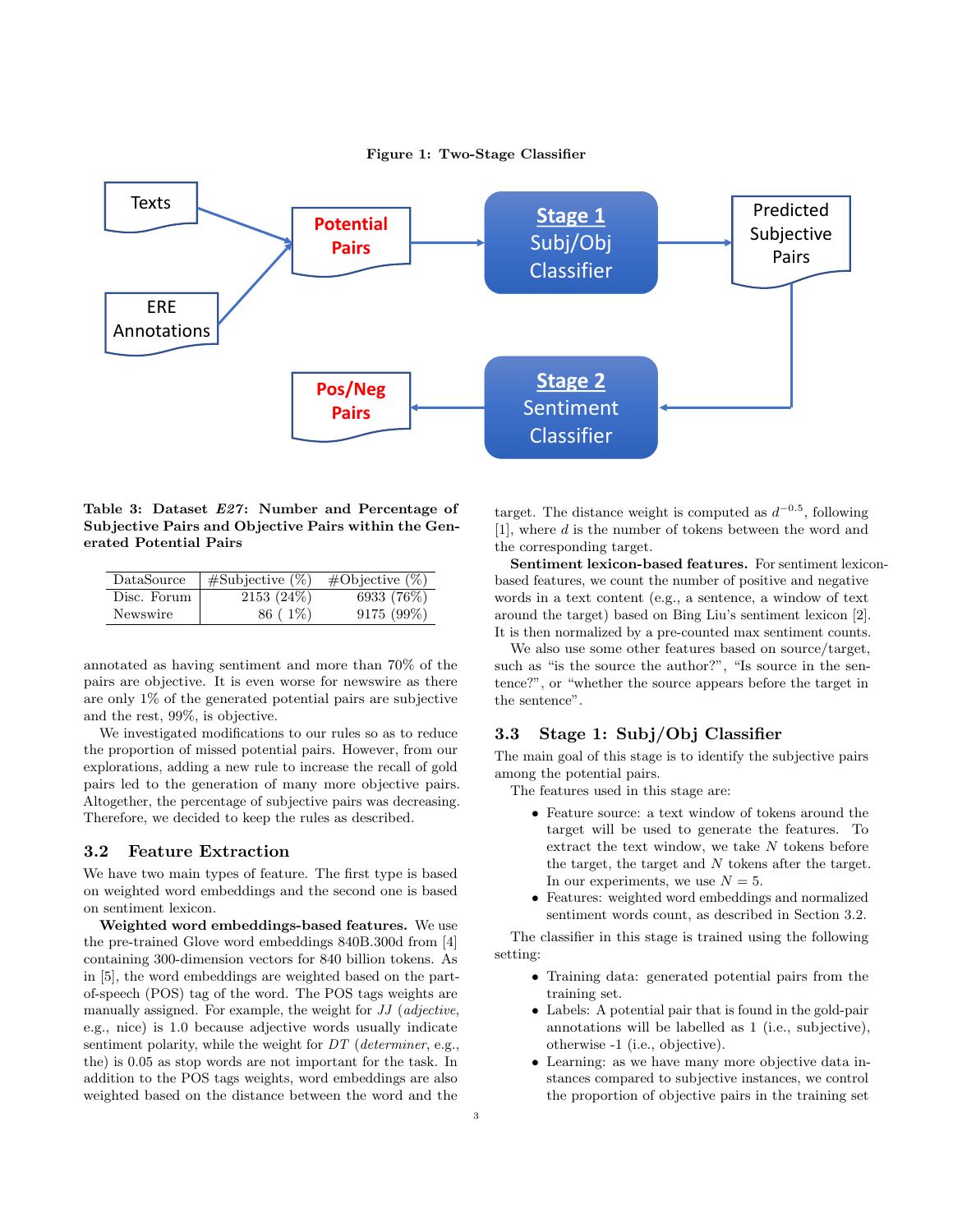**Figure 1: Two-Stage Classifier**

**Table 3: Dataset *E27*: Number and Percentage of Subjective Pairs and Objective Pairs within the Generated Potential Pairs**

| DataSource | #Subjective (%) | #Objective (%) |
|---|---|---|
| Disc. Forum | 2153 (24%) | 6933 (76%) |
| Newswire | 86 ( 1%) | 9175 (99%) |

annotated as having sentiment and more than 70% of the pairs are objective. It is even worse for newswire as there are only 1% of the generated potential pairs are subjective and the rest, 99%, is objective.

We investigated modifications to our rules so as to reduce the proportion of missed potential pairs. However, from our explorations, adding a new rule to increase the recall of gold pairs led to the generation of many more objective pairs. Altogether, the percentage of subjective pairs was decreasing. Therefore, we decided to keep the rules as described.

### 3.2 Feature Extraction

We have two main types of feature. The first type is based on weighted word embeddings and the second one is based on sentiment lexicon.

**Weighted word embeddings-based features.** We use the pre-trained Glove word embeddings 840B.300d from [4] containing 300-dimension vectors for 840 billion tokens. As in [5], the word embeddings are weighted based on the part-of-speech (POS) tag of the word. The POS tags weights are manually assigned. For example, the weight for *JJ* (*adjective*, e.g., nice) is 1.0 because adjective words usually indicate sentiment polarity, while the weight for *DT* (*determiner*, e.g., the) is 0.05 as stop words are not important for the task. In addition to the POS tags weights, word embeddings are also weighted based on the distance between the word and the target. The distance weight is computed as $d^{-0.5}$, following [1], where $d$ is the number of tokens between the word and the corresponding target.

**Sentiment lexicon-based features.** For sentiment lexicon-based features, we count the number of positive and negative words in a text content (e.g., a sentence, a window of text around the target) based on Bing Liu's sentiment lexicon [2]. It is then normalized by a pre-counted max sentiment counts.

We also use some other features based on source/target, such as "is the source the author?", "Is source in the sentence?", or "whether the source appears before the target in the sentence".

### 3.3 Stage 1: Subj/Obj Classifier

The main goal of this stage is to identify the subjective pairs among the potential pairs.

The features used in this stage are:

- Feature source: a text window of tokens around the target will be used to generate the features. To extract the text window, we take $N$ tokens before the target, the target and $N$ tokens after the target. In our experiments, we use $N = 5$.
- Features: weighted word embeddings and normalized sentiment words count, as described in Section 3.2.

The classifier in this stage is trained using the following setting:

- Training data: generated potential pairs from the training set.
- Labels: A potential pair that is found in the gold-pair annotations will be labelled as 1 (i.e., subjective), otherwise -1 (i.e., objective).
- Learning: as we have many more objective data instances compared to subjective instances, we control the proportion of objective pairs in the training set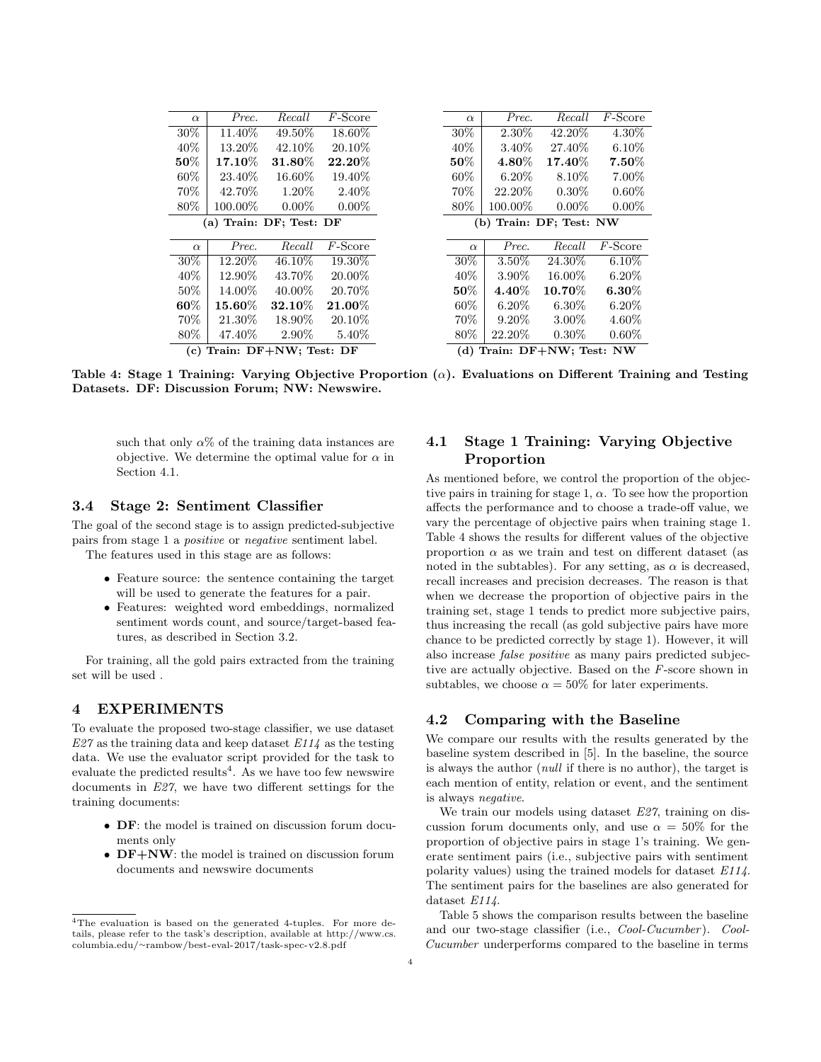| $\alpha$ | *Prec.* | *Recall* | *F*-Score |
|---|---|---|---|
| 30% | 11.40% | 49.50% | 18.60% |
| 40% | 13.20% | 42.10% | 20.10% |
| **50%** | **17.10%** | **31.80%** | **22.20%** |
| 60% | 23.40% | 16.60% | 19.40% |
| 70% | 42.70% | 1.20% | 2.40% |
| 80% | 100.00% | 0.00% | 0.00% |

**(a) Train: DF; Test: DF**

| $\alpha$ | *Prec.* | *Recall* | *F*-Score |
|---|---|---|---|
| 30% | 2.30% | 42.20% | 4.30% |
| 40% | 3.40% | 27.40% | 6.10% |
| **50%** | **4.80%** | **17.40%** | **7.50%** |
| 60% | 6.20% | 8.10% | 7.00% |
| 70% | 22.20% | 0.30% | 0.60% |
| 80% | 100.00% | 0.00% | 0.00% |

**(b) Train: DF; Test: NW**

| $\alpha$ | *Prec.* | *Recall* | *F*-Score |
|---|---|---|---|
| 30% | 12.20% | 46.10% | 19.30% |
| 40% | 12.90% | 43.70% | 20.00% |
| 50% | 14.00% | 40.00% | 20.70% |
| **60%** | **15.60%** | **32.10%** | **21.00%** |
| 70% | 21.30% | 18.90% | 20.10% |
| 80% | 47.40% | 2.90% | 5.40% |

**(c) Train: DF+NW; Test: DF**

| $\alpha$ | *Prec.* | *Recall* | *F*-Score |
|---|---|---|---|
| 30% | 3.50% | 24.30% | 6.10% |
| 40% | 3.90% | 16.00% | 6.20% |
| **50%** | **4.40%** | **10.70%** | **6.30%** |
| 60% | 6.20% | 6.30% | 6.20% |
| 70% | 9.20% | 3.00% | 4.60% |
| 80% | 22.20% | 0.30% | 0.60% |

**(d) Train: DF+NW; Test: NW**

**Table 4: Stage 1 Training: Varying Objective Proportion ($\alpha$). Evaluations on Different Training and Testing Datasets. DF: Discussion Forum; NW: Newswire.**

such that only $\alpha$% of the training data instances are objective. We determine the optimal value for $\alpha$ in Section 4.1.

### 3.4 Stage 2: Sentiment Classifier

The goal of the second stage is to assign predicted-subjective pairs from stage 1 a *positive* or *negative* sentiment label.

The features used in this stage are as follows:

- Feature source: the sentence containing the target will be used to generate the features for a pair.
- Features: weighted word embeddings, normalized sentiment words count, and source/target-based features, as described in Section 3.2.

For training, all the gold pairs extracted from the training set will be used .

## 4 EXPERIMENTS

To evaluate the proposed two-stage classifier, we use dataset *E27* as the training data and keep dataset *E114* as the testing data. We use the evaluator script provided for the task to evaluate the predicted results[4]. As we have too few newswire documents in *E27*, we have two different settings for the training documents:

- **DF**: the model is trained on discussion forum documents only
- **DF+NW**: the model is trained on discussion forum documents and newswire documents

[4]The evaluation is based on the generated 4-tuples. For more details, please refer to the task's description, available at http://www.cs.columbia.edu/~rambow/best-eval-2017/task-spec-v2.8.pdf

### 4.1 Stage 1 Training: Varying Objective Proportion

As mentioned before, we control the proportion of the objective pairs in training for stage 1, $\alpha$. To see how the proportion affects the performance and to choose a trade-off value, we vary the percentage of objective pairs when training stage 1. Table 4 shows the results for different values of the objective proportion $\alpha$ as we train and test on different dataset (as noted in the subtables). For any setting, as $\alpha$ is decreased, recall increases and precision decreases. The reason is that when we decrease the proportion of objective pairs in the training set, stage 1 tends to predict more subjective pairs, thus increasing the recall (as gold subjective pairs have more chance to be predicted correctly by stage 1). However, it will also increase *false positive* as many pairs predicted subjective are actually objective. Based on the *F*-score shown in subtables, we choose $\alpha = 50\%$ for later experiments.

### 4.2 Comparing with the Baseline

We compare our results with the results generated by the baseline system described in [5]. In the baseline, the source is always the author (*null* if there is no author), the target is each mention of entity, relation or event, and the sentiment is always *negative*.

We train our models using dataset *E27*, training on discussion forum documents only, and use $\alpha = 50\%$ for the proportion of objective pairs in stage 1's training. We generate sentiment pairs (i.e., subjective pairs with sentiment polarity values) using the trained models for dataset *E114*. The sentiment pairs for the baselines are also generated for dataset *E114*.

Table 5 shows the comparison results between the baseline and our two-stage classifier (i.e., *Cool-Cucumber*). *Cool-Cucumber* underperforms compared to the baseline in terms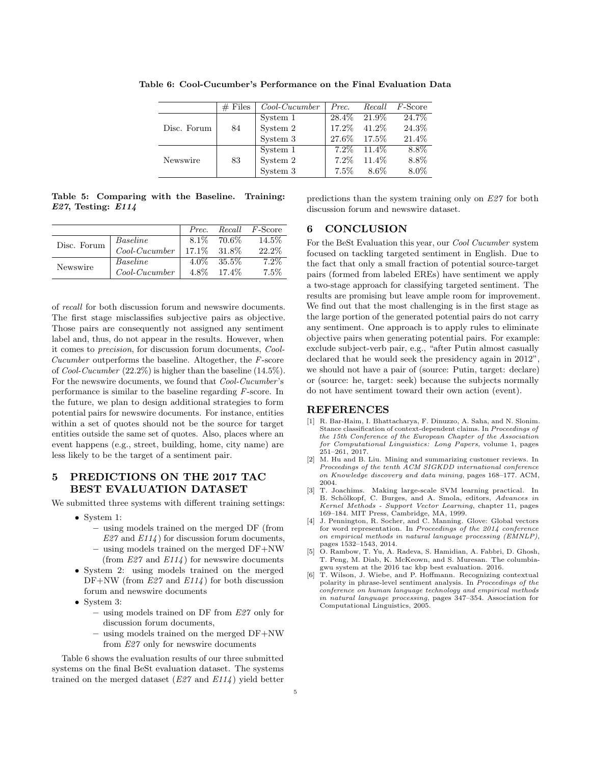**Table 6: Cool-Cucumber's Performance on the Final Evaluation Data**

| | # Files | *Cool-Cucumber* | *Prec.* | *Recall* | *F*-Score |
|---|---|---|---|---|---|
| Disc. Forum | 84 | System 1 | 28.4% | 21.9% | 24.7% |
| | | System 2 | 17.2% | 41.2% | 24.3% |
| | | System 3 | 27.6% | 17.5% | 21.4% |
| Newswire | 83 | System 1 | 7.2% | 11.4% | 8.8% |
| | | System 2 | 7.2% | 11.4% | 8.8% |
| | | System 3 | 7.5% | 8.6% | 8.0% |

**Table 5: Comparing with the Baseline. Training: *E27*, Testing: *E114***

| | | *Prec.* | *Recall* | *F*-Score |
|---|---|---|---|---|
| Disc. Forum | *Baseline* | 8.1% | 70.6% | 14.5% |
| | *Cool-Cucumber* | 17.1% | 31.8% | 22.2% |
| Newswire | *Baseline* | 4.0% | 35.5% | 7.2% |
| | *Cool-Cucumber* | 4.8% | 17.4% | 7.5% |

of *recall* for both discussion forum and newswire documents. The first stage misclassifies subjective pairs as objective. Those pairs are consequently not assigned any sentiment label and, thus, do not appear in the results. However, when it comes to *precision*, for discussion forum documents, *Cool-Cucumber* outperforms the baseline. Altogether, the *F*-score of *Cool-Cucumber* (22.2%) is higher than the baseline (14.5%). For the newswire documents, we found that *Cool-Cucumber*'s performance is similar to the baseline regarding *F*-score. In the future, we plan to design additional strategies to form potential pairs for newswire documents. For instance, entities within a set of quotes should not be the source for target entities outside the same set of quotes. Also, places where an event happens (e.g., street, building, home, city name) are less likely to be the target of a sentiment pair.

## 5 PREDICTIONS ON THE 2017 TAC BEST EVALUATION DATASET

We submitted three systems with different training settings:

- System 1:
  - using models trained on the merged DF (from *E27* and *E114*) for discussion forum documents,
  - using models trained on the merged DF+NW (from *E27* and *E114*) for newswire documents
- System 2: using models trained on the merged DF+NW (from *E27* and *E114*) for both discussion forum and newswire documents
- System 3:
  - using models trained on DF from *E27* only for discussion forum documents,
  - using models trained on the merged DF+NW from *E27* only for newswire documents

Table 6 shows the evaluation results of our three submitted systems on the final BeSt evaluation dataset. The systems trained on the merged dataset (*E27* and *E114*) yield better predictions than the system training only on *E27* for both discussion forum and newswire dataset.

## 6 CONCLUSION

For the BeSt Evaluation this year, our *Cool Cucumber* system focused on tackling targeted sentiment in English. Due to the fact that only a small fraction of potential source-target pairs (formed from labeled EREs) have sentiment we apply a two-stage approach for classifying targeted sentiment. The results are promising but leave ample room for improvement. We find out that the most challenging is in the first stage as the large portion of the generated potential pairs do not carry any sentiment. One approach is to apply rules to eliminate objective pairs when generating potential pairs. For example: exclude subject-verb pair, e.g., "after Putin almost casually declared that he would seek the presidency again in 2012", we should not have a pair of (source: Putin, target: declare) or (source: he, target: seek) because the subjects normally do not have sentiment toward their own action (event).

## REFERENCES

[1] R. Bar-Haim, I. Bhattacharya, F. Dinuzzo, A. Saha, and N. Slonim. Stance classification of context-dependent claims. In *Proceedings of the 15th Conference of the European Chapter of the Association for Computational Linguistics: Long Papers*, volume 1, pages 251–261, 2017.

[2] M. Hu and B. Liu. Mining and summarizing customer reviews. In *Proceedings of the tenth ACM SIGKDD international conference on Knowledge discovery and data mining*, pages 168–177. ACM, 2004.

[3] T. Joachims. Making large-scale SVM learning practical. In B. Schölkopf, C. Burges, and A. Smola, editors, *Advances in Kernel Methods - Support Vector Learning*, chapter 11, pages 169–184. MIT Press, Cambridge, MA, 1999.

[4] J. Pennington, R. Socher, and C. Manning. Glove: Global vectors for word representation. In *Proceedings of the 2014 conference on empirical methods in natural language processing (EMNLP)*, pages 1532–1543, 2014.

[5] O. Rambow, T. Yu, A. Radeva, S. Hamidian, A. Fabbri, D. Ghosh, T. Peng, M. Diab, K. McKeown, and S. Muresan. The columbia-gwu system at the 2016 tac kbp best evaluation. 2016.

[6] T. Wilson, J. Wiebe, and P. Hoffmann. Recognizing contextual polarity in phrase-level sentiment analysis. In *Proceedings of the conference on human language technology and empirical methods in natural language processing*, pages 347–354. Association for Computational Linguistics, 2005.